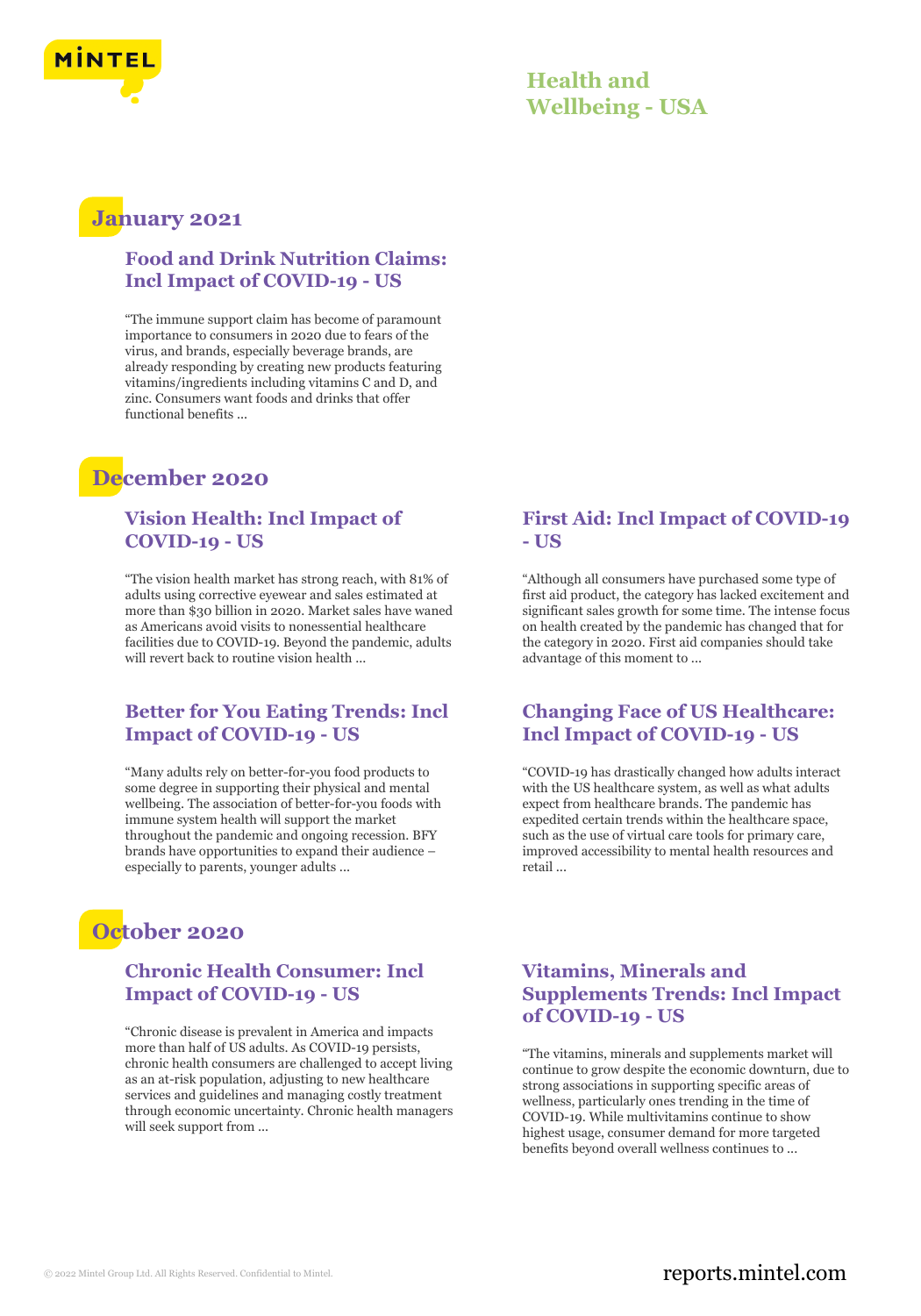# Health and Wellbeing - USA

## January 2021

### Food and Drink Nutrition Claims: Incl Impact of COVID-19 - US

"The immune support claim has become of paramount importance to consumers in 2020 due to fears of the virus, and brands, especially beverage brands, are already responding by creating new products featuring vitamins/ingredients including vitamins C and D, and zinc. Consumers want foods and drinks that offer functional benefits ...

## December 2020

### Vision Health: Incl Impact of COVID-19 - US

"The vision health market has strong reach, with 81% of adults using corrective eyewear and sales estimated at more than $30 billion in 2020. Market sales have waned as Americans avoid visits to nonessential healthcare facilities due to COVID-19. Beyond the pandemic, adults will revert back to routine vision health ...

### First Aid: Incl Impact of COVID-19 - US

"Although all consumers have purchased some type of first aid product, the category has lacked excitement and significant sales growth for some time. The intense focus on health created by the pandemic has changed that for the category in 2020. First aid companies should take advantage of this moment to ...

### Better for You Eating Trends: Incl Impact of COVID-19 - US

"Many adults rely on better-for-you food products to some degree in supporting their physical and mental wellbeing. The association of better-for-you foods with immune system health will support the market throughout the pandemic and ongoing recession. BFY brands have opportunities to expand their audience – especially to parents, younger adults ...

### Changing Face of US Healthcare: Incl Impact of COVID-19 - US

"COVID-19 has drastically changed how adults interact with the US healthcare system, as well as what adults expect from healthcare brands. The pandemic has expedited certain trends within the healthcare space, such as the use of virtual care tools for primary care, improved accessibility to mental health resources and retail ...

## October 2020

### Chronic Health Consumer: Incl Impact of COVID-19 - US

"Chronic disease is prevalent in America and impacts more than half of US adults. As COVID-19 persists, chronic health consumers are challenged to accept living as an at-risk population, adjusting to new healthcare services and guidelines and managing costly treatment through economic uncertainty. Chronic health managers will seek support from ...

### Vitamins, Minerals and Supplements Trends: Incl Impact of COVID-19 - US

"The vitamins, minerals and supplements market will continue to grow despite the economic downturn, due to strong associations in supporting specific areas of wellness, particularly ones trending in the time of COVID-19. While multivitamins continue to show highest usage, consumer demand for more targeted benefits beyond overall wellness continues to ...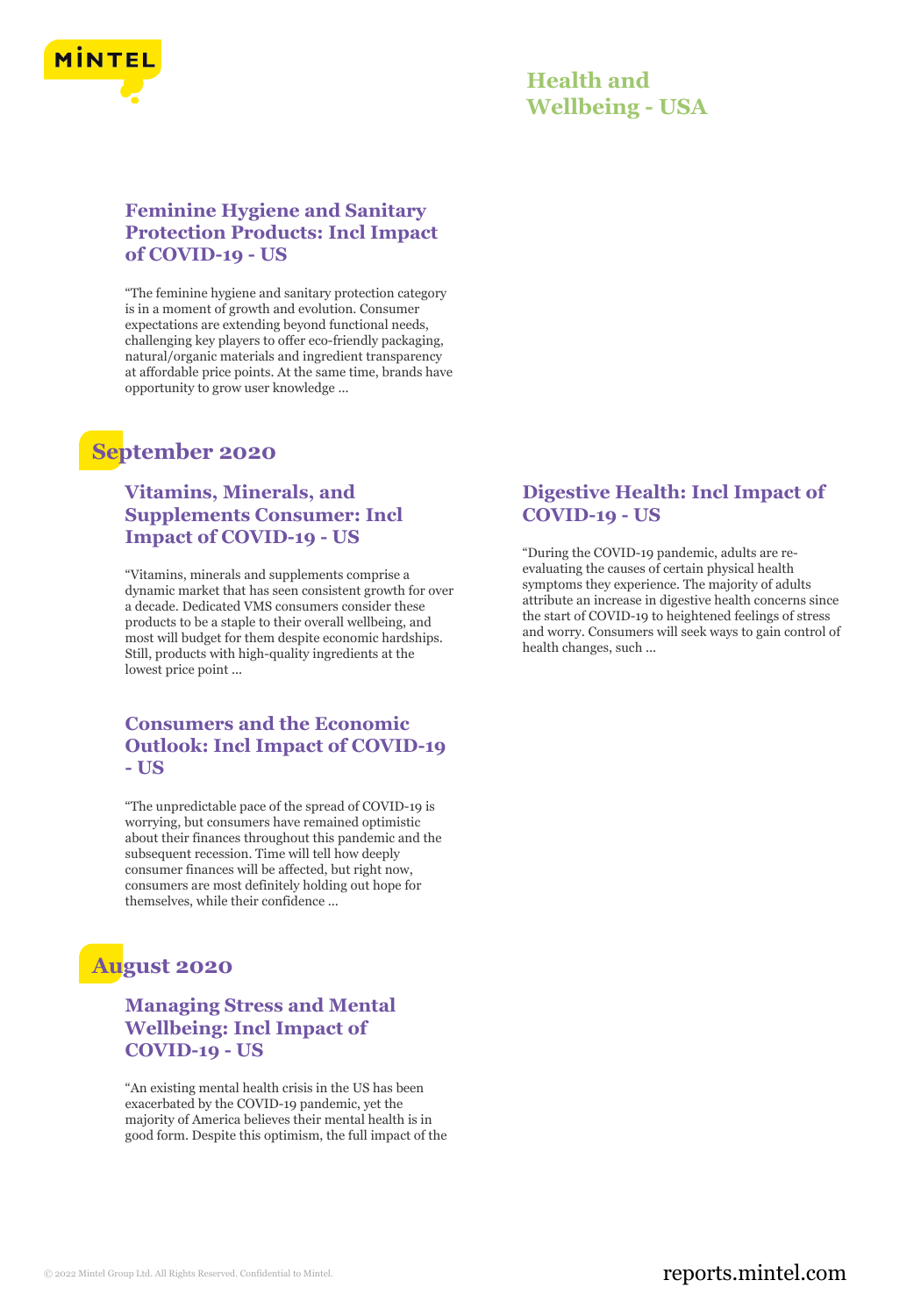### Feminine Hygiene and Sanitary Protection Products: Incl Impact of COVID-19 - US

"The feminine hygiene and sanitary protection category is in a moment of growth and evolution. Consumer expectations are extending beyond functional needs, challenging key players to offer eco-friendly packaging, natural/organic materials and ingredient transparency at affordable price points. At the same time, brands have opportunity to grow user knowledge ...

## September 2020

### Vitamins, Minerals, and Supplements Consumer: Incl Impact of COVID-19 - US

"Vitamins, minerals and supplements comprise a dynamic market that has seen consistent growth for over a decade. Dedicated VMS consumers consider these products to be a staple to their overall wellbeing, and most will budget for them despite economic hardships. Still, products with high-quality ingredients at the lowest price point ...

### Consumers and the Economic Outlook: Incl Impact of COVID-19 - US

"The unpredictable pace of the spread of COVID-19 is worrying, but consumers have remained optimistic about their finances throughout this pandemic and the subsequent recession. Time will tell how deeply consumer finances will be affected, but right now, consumers are most definitely holding out hope for themselves, while their confidence ...

### Digestive Health: Incl Impact of COVID-19 - US

"During the COVID-19 pandemic, adults are re-evaluating the causes of certain physical health symptoms they experience. The majority of adults attribute an increase in digestive health concerns since the start of COVID-19 to heightened feelings of stress and worry. Consumers will seek ways to gain control of health changes, such ...

## August 2020

### Managing Stress and Mental Wellbeing: Incl Impact of COVID-19 - US

"An existing mental health crisis in the US has been exacerbated by the COVID-19 pandemic, yet the majority of America believes their mental health is in good form. Despite this optimism, the full impact of the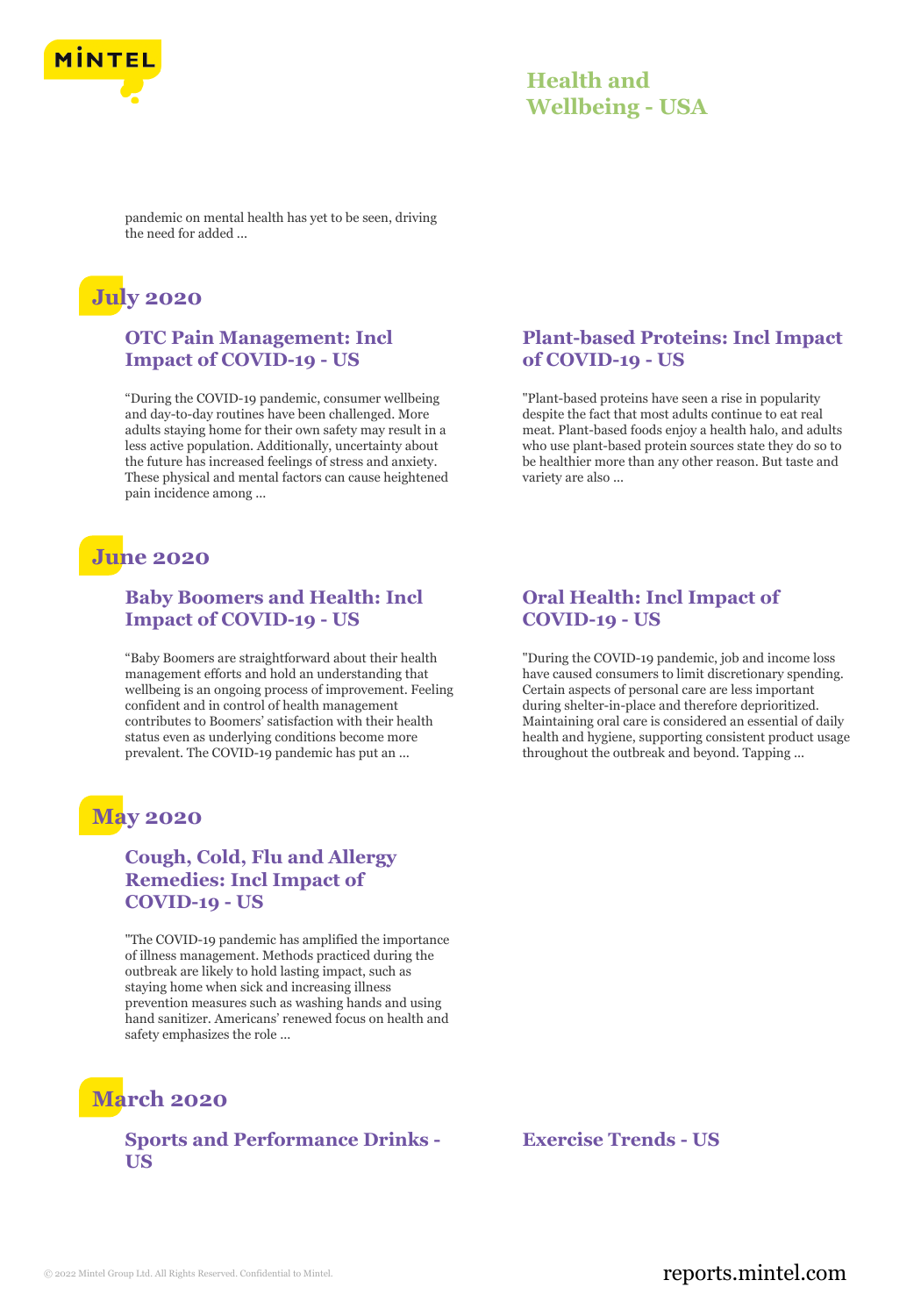pandemic on mental health has yet to be seen, driving the need for added ...

## July 2020

### OTC Pain Management: Incl Impact of COVID-19 - US

“During the COVID-19 pandemic, consumer wellbeing and day-to-day routines have been challenged. More adults staying home for their own safety may result in a less active population. Additionally, uncertainty about the future has increased feelings of stress and anxiety. These physical and mental factors can cause heightened pain incidence among ...

### Plant-based Proteins: Incl Impact of COVID-19 - US

"Plant-based proteins have seen a rise in popularity despite the fact that most adults continue to eat real meat. Plant-based foods enjoy a health halo, and adults who use plant-based protein sources state they do so to be healthier more than any other reason. But taste and variety are also ...

## June 2020

### Baby Boomers and Health: Incl Impact of COVID-19 - US

“Baby Boomers are straightforward about their health management efforts and hold an understanding that wellbeing is an ongoing process of improvement. Feeling confident and in control of health management contributes to Boomers' satisfaction with their health status even as underlying conditions become more prevalent. The COVID-19 pandemic has put an ...

### Oral Health: Incl Impact of COVID-19 - US

"During the COVID-19 pandemic, job and income loss have caused consumers to limit discretionary spending. Certain aspects of personal care are less important during shelter-in-place and therefore deprioritized. Maintaining oral care is considered an essential of daily health and hygiene, supporting consistent product usage throughout the outbreak and beyond. Tapping ...

## May 2020

### Cough, Cold, Flu and Allergy Remedies: Incl Impact of COVID-19 - US

"The COVID-19 pandemic has amplified the importance of illness management. Methods practiced during the outbreak are likely to hold lasting impact, such as staying home when sick and increasing illness prevention measures such as washing hands and using hand sanitizer. Americans' renewed focus on health and safety emphasizes the role ...

## March 2020

### Sports and Performance Drinks - US

### Exercise Trends - US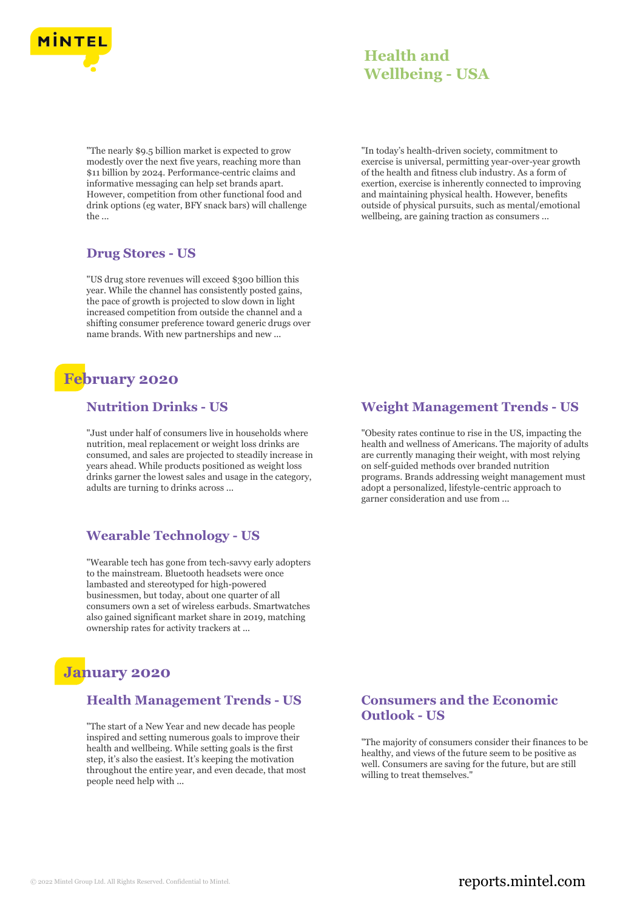"The nearly $9.5 billion market is expected to grow modestly over the next five years, reaching more than $11 billion by 2024. Performance-centric claims and informative messaging can help set brands apart. However, competition from other functional food and drink options (eg water, BFY snack bars) will challenge the ...

"In today's health-driven society, commitment to exercise is universal, permitting year-over-year growth of the health and fitness club industry. As a form of exertion, exercise is inherently connected to improving and maintaining physical health. However, benefits outside of physical pursuits, such as mental/emotional wellbeing, are gaining traction as consumers ...

### Drug Stores - US

"US drug store revenues will exceed $300 billion this year. While the channel has consistently posted gains, the pace of growth is projected to slow down in light increased competition from outside the channel and a shifting consumer preference toward generic drugs over name brands. With new partnerships and new ...

## February 2020

### Nutrition Drinks - US

"Just under half of consumers live in households where nutrition, meal replacement or weight loss drinks are consumed, and sales are projected to steadily increase in years ahead. While products positioned as weight loss drinks garner the lowest sales and usage in the category, adults are turning to drinks across ...

### Weight Management Trends - US

"Obesity rates continue to rise in the US, impacting the health and wellness of Americans. The majority of adults are currently managing their weight, with most relying on self-guided methods over branded nutrition programs. Brands addressing weight management must adopt a personalized, lifestyle-centric approach to garner consideration and use from ...

### Wearable Technology - US

"Wearable tech has gone from tech-savvy early adopters to the mainstream. Bluetooth headsets were once lambasted and stereotyped for high-powered businessmen, but today, about one quarter of all consumers own a set of wireless earbuds. Smartwatches also gained significant market share in 2019, matching ownership rates for activity trackers at ...

## January 2020

### Health Management Trends - US

"The start of a New Year and new decade has people inspired and setting numerous goals to improve their health and wellbeing. While setting goals is the first step, it's also the easiest. It's keeping the motivation throughout the entire year, and even decade, that most people need help with ...

### Consumers and the Economic Outlook - US

"The majority of consumers consider their finances to be healthy, and views of the future seem to be positive as well. Consumers are saving for the future, but are still willing to treat themselves."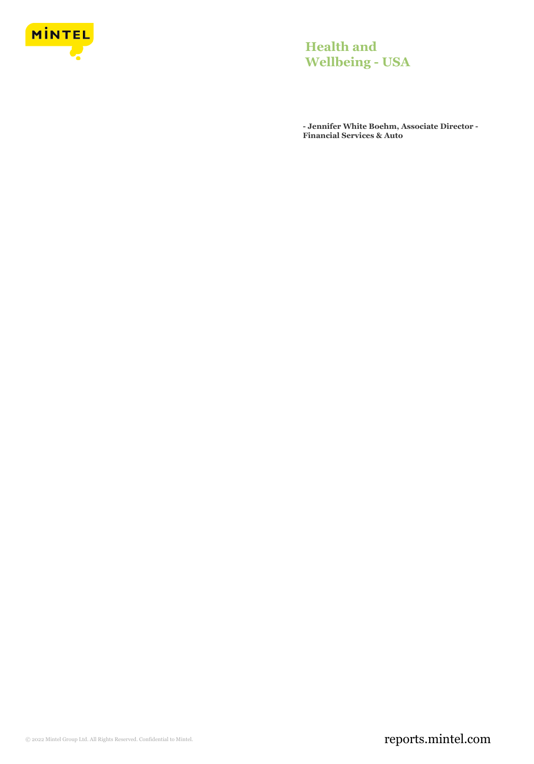# Health and Wellbeing - USA

**- Jennifer White Boehm, Associate Director - Financial Services & Auto**